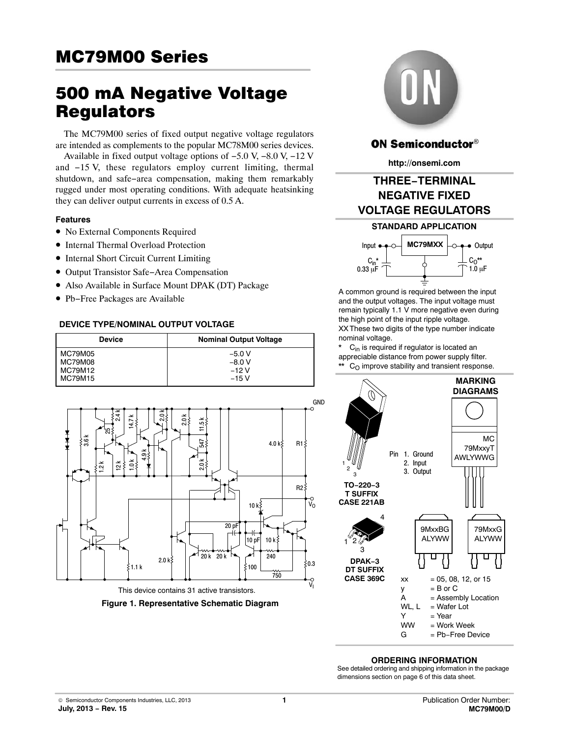# MC79M00 Series

# 500 mA Negative Voltage Regulators

The MC79M00 series of fixed output negative voltage regulators are intended as complements to the popular MC78M00 series devices.

Available in fixed output voltage options of −5.0 V, −8.0 V, −12 V and −15 V, these regulators employ current limiting, thermal shutdown, and safe−area compensation, making them remarkably rugged under most operating conditions. With adequate heatsinking they can deliver output currents in excess of 0.5 A.

### Features

- No External Components Required
- Internal Thermal Overload Protection
- Internal Short Circuit Current Limiting
- Output Transistor Safe−Area Compensation
- Also Available in Surface Mount DPAK (DT) Package
- Pb−Free Packages are Available

### DEVICE TYPE/NOMINAL OUTPUT VOLTAGE

| Device | Nominal Output Voltage |
|---|---|
| MC79M05 | −5.0 V |
| MC79M08 | −8.0 V |
| MC79M12 | −12 V |
| MC79M15 | −15 V |

This device contains 31 active transistors.

**Figure 1. Representative Schematic Diagram**

**ON Semiconductor®**

http://onsemi.com

## THREE−TERMINAL NEGATIVE FIXED VOLTAGE REGULATORS

### STANDARD APPLICATION

Input — MC79MXX — Output

$C_{in}$* 0.33 μF   $C_O$** 1.0 μF

A common ground is required between the input and the output voltages. The input voltage must remain typically 1.1 V more negative even during the high point of the input ripple voltage.

XX These two digits of the type number indicate nominal voltage.

\* $C_{in}$ is required if regulator is located an appreciable distance from power supply filter.

\*\* $C_O$ improve stability and transient response.

### MARKING DIAGRAMS

TO−220−3
T SUFFIX
CASE 221AB

Pin 1. Ground
2. Input
3. Output

MC 79MxxyT AWLYWWG

DPAK−3
DT SUFFIX
CASE 369C

9MxxBG ALYWW

79MxxG ALYWW

| | |
|---|---|
| xx | = 05, 08, 12, or 15 |
| y | = B or C |
| A | = Assembly Location |
| WL, L | = Wafer Lot |
| Y | = Year |
| WW | = Work Week |
| G | = Pb−Free Device |

### ORDERING INFORMATION

See detailed ordering and shipping information in the package dimensions section on page 6 of this data sheet.

© Semiconductor Components Industries, LLC, 2013
July, 2013 − Rev. 15

Publication Order Number:
MC79M00/D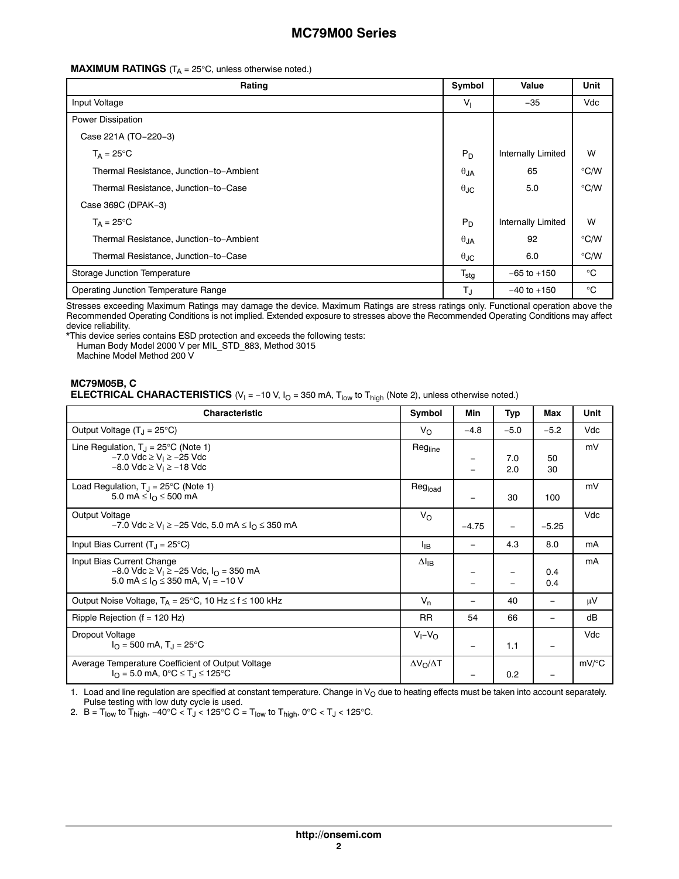**MAXIMUM RATINGS** ($T_A$ = 25°C, unless otherwise noted.)

| Rating | Symbol | Value | Unit |
|---|---|---|---|
| Input Voltage | $V_I$ | −35 | Vdc |
| Power Dissipation | | | |
| Case 221A (TO−220−3) | | | |
| $T_A$ = 25°C | $P_D$ | Internally Limited | W |
| Thermal Resistance, Junction−to−Ambient | $\theta_{JA}$ | 65 | °C/W |
| Thermal Resistance, Junction−to−Case | $\theta_{JC}$ | 5.0 | °C/W |
| Case 369C (DPAK−3) | | | |
| $T_A$ = 25°C | $P_D$ | Internally Limited | W |
| Thermal Resistance, Junction−to−Ambient | $\theta_{JA}$ | 92 | °C/W |
| Thermal Resistance, Junction−to−Case | $\theta_{JC}$ | 6.0 | °C/W |
| Storage Junction Temperature | $T_{stg}$ | −65 to +150 | °C |
| Operating Junction Temperature Range | $T_J$ | −40 to +150 | °C |

Stresses exceeding Maximum Ratings may damage the device. Maximum Ratings are stress ratings only. Functional operation above the Recommended Operating Conditions is not implied. Extended exposure to stresses above the Recommended Operating Conditions may affect device reliability.

*This device series contains ESD protection and exceeds the following tests:
Human Body Model 2000 V per MIL_STD_883, Method 3015
Machine Model Method 200 V

**MC79M05B, C**
**ELECTRICAL CHARACTERISTICS** ($V_I$ = −10 V, $I_O$ = 350 mA, $T_{low}$ to $T_{high}$ (Note 2), unless otherwise noted.)

| Characteristic | Symbol | Min | Typ | Max | Unit |
|---|---|---|---|---|---|
| Output Voltage ($T_J$ = 25°C) | $V_O$ | −4.8 | −5.0 | −5.2 | Vdc |
| Line Regulation, $T_J$ = 25°C (Note 1)<br>−7.0 Vdc ≥ $V_I$ ≥ −25 Vdc<br>−8.0 Vdc ≥ $V_I$ ≥ −18 Vdc | $Reg_{line}$ | <br>–<br>– | <br>7.0<br>2.0 | <br>50<br>30 | mV |
| Load Regulation, $T_J$ = 25°C (Note 1)<br>5.0 mA ≤ $I_O$ ≤ 500 mA | $Reg_{load}$ | – | 30 | 100 | mV |
| Output Voltage<br>−7.0 Vdc ≥ $V_I$ ≥ −25 Vdc, 5.0 mA ≤ $I_O$ ≤ 350 mA | $V_O$ | −4.75 | – | −5.25 | Vdc |
| Input Bias Current ($T_J$ = 25°C) | $I_{IB}$ | – | 4.3 | 8.0 | mA |
| Input Bias Current Change<br>−8.0 Vdc ≥ $V_I$ ≥ −25 Vdc, $I_O$ = 350 mA<br>5.0 mA ≤ $I_O$ ≤ 350 mA, $V_I$ = −10 V | $\Delta I_{IB}$ | <br>–<br>– | <br>–<br>– | <br>0.4<br>0.4 | mA |
| Output Noise Voltage, $T_A$ = 25°C, 10 Hz ≤ f ≤ 100 kHz | $V_n$ | – | 40 | – | μV |
| Ripple Rejection (f = 120 Hz) | RR | 54 | 66 | – | dB |
| Dropout Voltage<br>$I_O$ = 500 mA, $T_J$ = 25°C | $V_I-V_O$ | – | 1.1 | – | Vdc |
| Average Temperature Coefficient of Output Voltage<br>$I_O$ = 5.0 mA, 0°C ≤ $T_J$ ≤ 125°C | $\Delta V_O/\Delta T$ | – | 0.2 | – | mV/°C |

1. Load and line regulation are specified at constant temperature. Change in $V_O$ due to heating effects must be taken into account separately. Pulse testing with low duty cycle is used.
2. B = $T_{low}$ to $T_{high}$, −40°C < $T_J$ < 125°C C = $T_{low}$ to $T_{high}$, 0°C < $T_J$ < 125°C.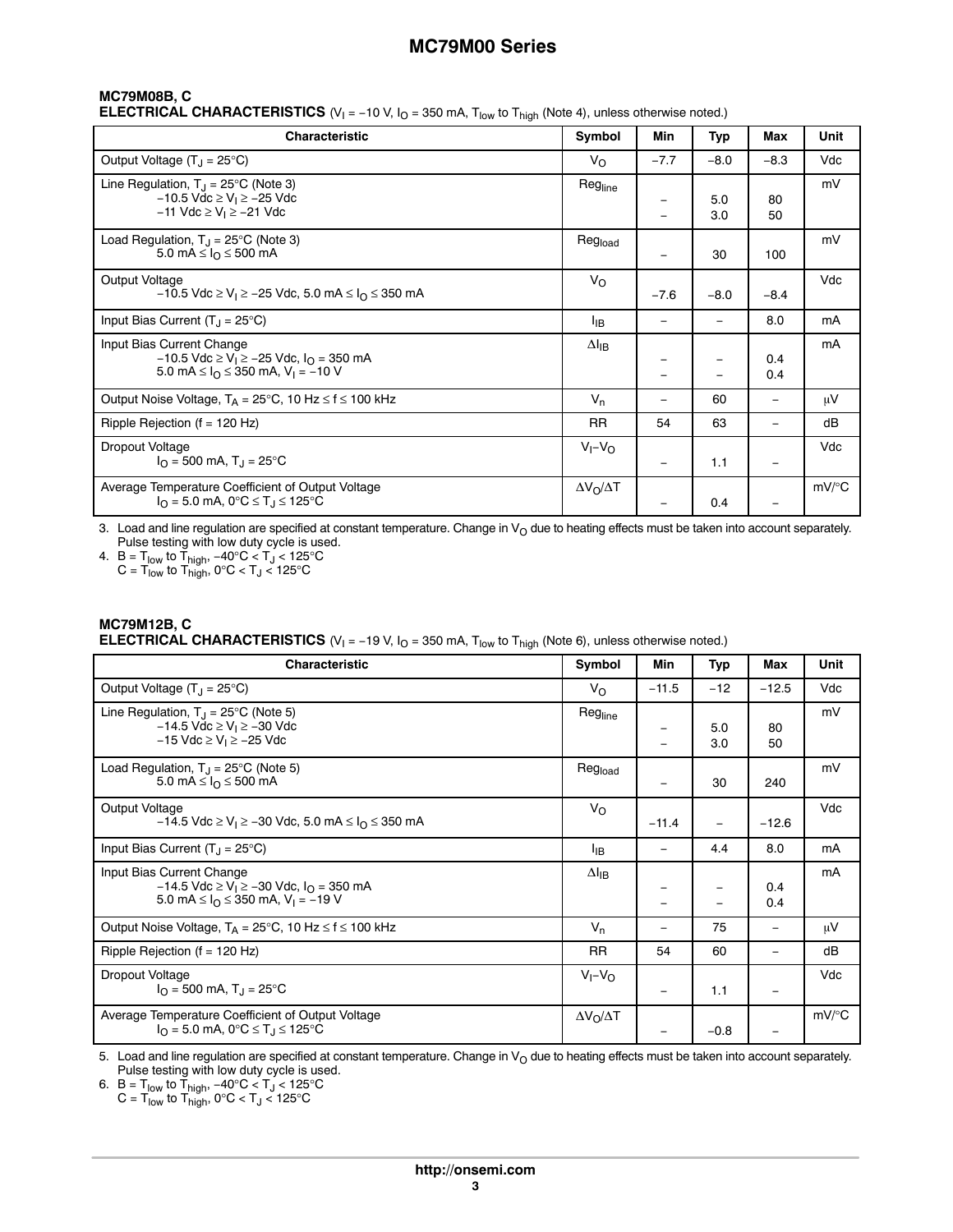## MC79M08B, C

**ELECTRICAL CHARACTERISTICS** ($V_I = -10$ V, $I_O = 350$ mA, $T_{low}$ to $T_{high}$ (Note 4), unless otherwise noted.)

| Characteristic | Symbol | Min | Typ | Max | Unit |
|---|---|---|---|---|---|
| Output Voltage ($T_J = 25°C$) | $V_O$ | −7.7 | −8.0 | −8.3 | Vdc |
| Line Regulation, $T_J = 25°C$ (Note 3)<br>$-10.5$ Vdc ≥ $V_I$ ≥ $-25$ Vdc<br>$-11$ Vdc ≥ $V_I$ ≥ $-21$ Vdc | $Reg_{line}$ | <br>−<br>− | <br>5.0<br>3.0 | <br>80<br>50 | mV |
| Load Regulation, $T_J = 25°C$ (Note 3)<br>5.0 mA ≤ $I_O$ ≤ 500 mA | $Reg_{load}$ | − | 30 | 100 | mV |
| Output Voltage<br>$-10.5$ Vdc ≥ $V_I$ ≥ $-25$ Vdc, 5.0 mA ≤ $I_O$ ≤ 350 mA | $V_O$ | −7.6 | −8.0 | −8.4 | Vdc |
| Input Bias Current ($T_J = 25°C$) | $I_{IB}$ | − | − | 8.0 | mA |
| Input Bias Current Change<br>$-10.5$ Vdc ≥ $V_I$ ≥ $-25$ Vdc, $I_O$ = 350 mA<br>5.0 mA ≤ $I_O$ ≤ 350 mA, $V_I = -10$ V | $\Delta I_{IB}$ | <br>−<br>− | <br>−<br>− | <br>0.4<br>0.4 | mA |
| Output Noise Voltage, $T_A = 25°C$, 10 Hz ≤ f ≤ 100 kHz | $V_n$ | − | 60 | − | μV |
| Ripple Rejection (f = 120 Hz) | RR | 54 | 63 | − | dB |
| Dropout Voltage<br>$I_O$ = 500 mA, $T_J = 25°C$ | $V_I – V_O$ | − | 1.1 | − | Vdc |
| Average Temperature Coefficient of Output Voltage<br>$I_O$ = 5.0 mA, 0°C ≤ $T_J$ ≤ 125°C | $\Delta V_O/\Delta T$ | − | 0.4 | − | mV/°C |

3. Load and line regulation are specified at constant temperature. Change in $V_O$ due to heating effects must be taken into account separately. Pulse testing with low duty cycle is used.
4. B = $T_{low}$ to $T_{high}$, −40°C < $T_J$ < 125°C
   C = $T_{low}$ to $T_{high}$, 0°C < $T_J$ < 125°C

## MC79M12B, C

**ELECTRICAL CHARACTERISTICS** ($V_I = -19$ V, $I_O = 350$ mA, $T_{low}$ to $T_{high}$ (Note 6), unless otherwise noted.)

| Characteristic | Symbol | Min | Typ | Max | Unit |
|---|---|---|---|---|---|
| Output Voltage ($T_J = 25°C$) | $V_O$ | −11.5 | −12 | −12.5 | Vdc |
| Line Regulation, $T_J = 25°C$ (Note 5)<br>$-14.5$ Vdc ≥ $V_I$ ≥ $-30$ Vdc<br>$-15$ Vdc ≥ $V_I$ ≥ $-25$ Vdc | $Reg_{line}$ | <br>−<br>− | <br>5.0<br>3.0 | <br>80<br>50 | mV |
| Load Regulation, $T_J = 25°C$ (Note 5)<br>5.0 mA ≤ $I_O$ ≤ 500 mA | $Reg_{load}$ | − | 30 | 240 | mV |
| Output Voltage<br>$-14.5$ Vdc ≥ $V_I$ ≥ $-30$ Vdc, 5.0 mA ≤ $I_O$ ≤ 350 mA | $V_O$ | −11.4 | − | −12.6 | Vdc |
| Input Bias Current ($T_J = 25°C$) | $I_{IB}$ | − | 4.4 | 8.0 | mA |
| Input Bias Current Change<br>$-14.5$ Vdc ≥ $V_I$ ≥ $-30$ Vdc, $I_O$ = 350 mA<br>5.0 mA ≤ $I_O$ ≤ 350 mA, $V_I = -19$ V | $\Delta I_{IB}$ | <br>−<br>− | <br>−<br>− | <br>0.4<br>0.4 | mA |
| Output Noise Voltage, $T_A = 25°C$, 10 Hz ≤ f ≤ 100 kHz | $V_n$ | − | 75 | − | μV |
| Ripple Rejection (f = 120 Hz) | RR | 54 | 60 | − | dB |
| Dropout Voltage<br>$I_O$ = 500 mA, $T_J = 25°C$ | $V_I – V_O$ | − | 1.1 | − | Vdc |
| Average Temperature Coefficient of Output Voltage<br>$I_O$ = 5.0 mA, 0°C ≤ $T_J$ ≤ 125°C | $\Delta V_O/\Delta T$ | − | −0.8 | − | mV/°C |

5. Load and line regulation are specified at constant temperature. Change in $V_O$ due to heating effects must be taken into account separately. Pulse testing with low duty cycle is used.
6. B = $T_{low}$ to $T_{high}$, −40°C < $T_J$ < 125°C
   C = $T_{low}$ to $T_{high}$, 0°C < $T_J$ < 125°C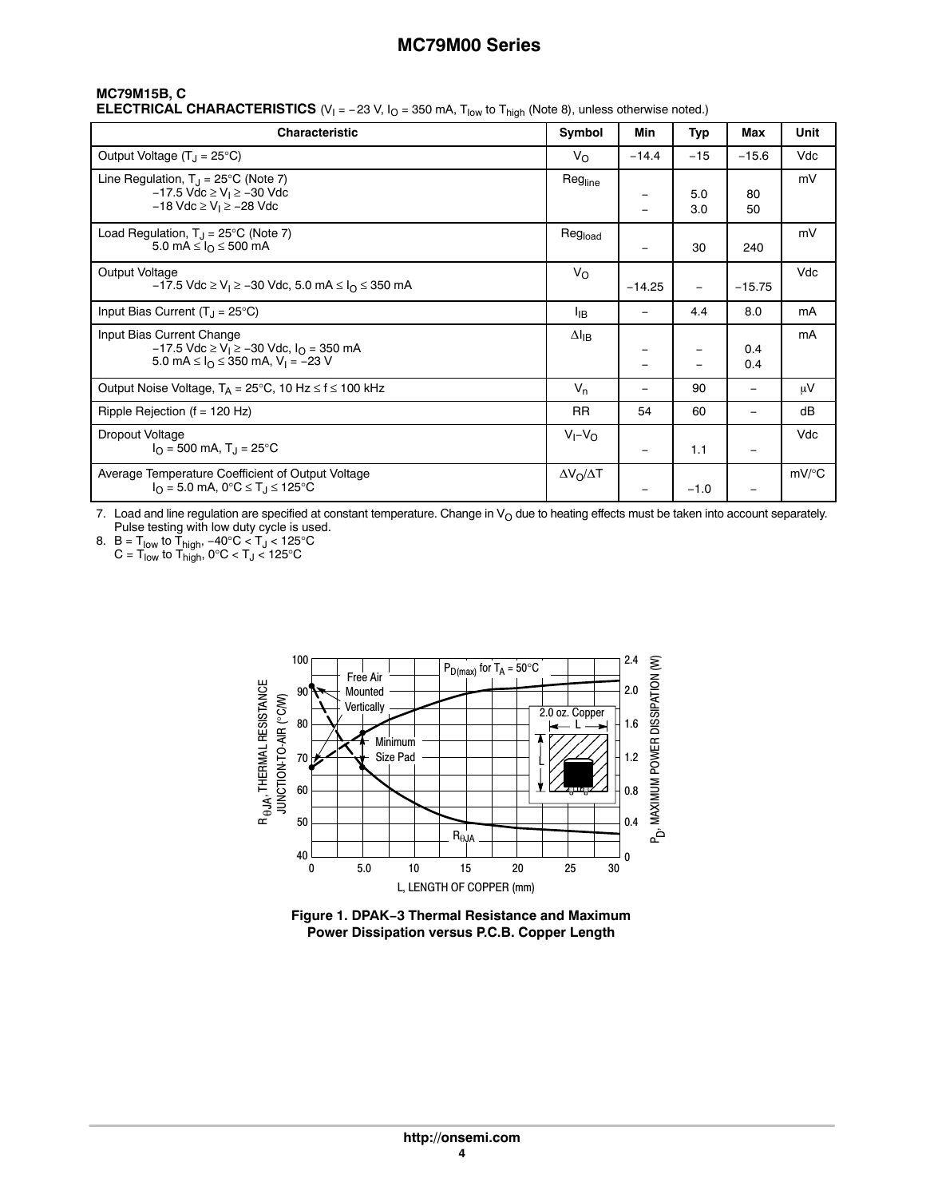### MC79M15B, C

**ELECTRICAL CHARACTERISTICS** ($V_I = -23$ V, $I_O = 350$ mA, $T_{low}$ to $T_{high}$ (Note 8), unless otherwise noted.)

| Characteristic | Symbol | Min | Typ | Max | Unit |
|---|---|---|---|---|---|
| Output Voltage ($T_J = 25°C$) | $V_O$ | −14.4 | −15 | −15.6 | Vdc |
| Line Regulation, $T_J = 25°C$ (Note 7)<br>$-17.5$ Vdc $\geq V_I \geq -30$ Vdc<br>$-18$ Vdc $\geq V_I \geq -28$ Vdc | $Reg_{line}$ | <br>−<br>− | <br>5.0<br>3.0 | <br>80<br>50 | mV |
| Load Regulation, $T_J = 25°C$ (Note 7)<br>$5.0$ mA $\leq I_O \leq 500$ mA | $Reg_{load}$ | − | 30 | 240 | mV |
| Output Voltage<br>$-17.5$ Vdc $\geq V_I \geq -30$ Vdc, $5.0$ mA $\leq I_O \leq 350$ mA | $V_O$ | −14.25 | − | −15.75 | Vdc |
| Input Bias Current ($T_J = 25°C$) | $I_{IB}$ | − | 4.4 | 8.0 | mA |
| Input Bias Current Change<br>$-17.5$ Vdc $\geq V_I \geq -30$ Vdc, $I_O = 350$ mA<br>$5.0$ mA $\leq I_O \leq 350$ mA, $V_I = -23$ V | $\Delta I_{IB}$ | <br>−<br>− | <br>−<br>− | <br>0.4<br>0.4 | mA |
| Output Noise Voltage, $T_A = 25°C$, 10 Hz $\leq f \leq$ 100 kHz | $V_n$ | − | 90 | − | μV |
| Ripple Rejection (f = 120 Hz) | RR | 54 | 60 | − | dB |
| Dropout Voltage<br>$I_O = 500$ mA, $T_J = 25°C$ | $V_I - V_O$ | − | 1.1 | − | Vdc |
| Average Temperature Coefficient of Output Voltage<br>$I_O = 5.0$ mA, $0°C \leq T_J \leq 125°C$ | $\Delta V_O/\Delta T$ | − | −1.0 | − | mV/°C |

7. Load and line regulation are specified at constant temperature. Change in $V_O$ due to heating effects must be taken into account separately. Pulse testing with low duty cycle is used.
8. B = $T_{low}$ to $T_{high}$, $-40°C < T_J < 125°C$
   C = $T_{low}$ to $T_{high}$, $0°C < T_J < 125°C$

**Figure 1. DPAK−3 Thermal Resistance and Maximum Power Dissipation versus P.C.B. Copper Length**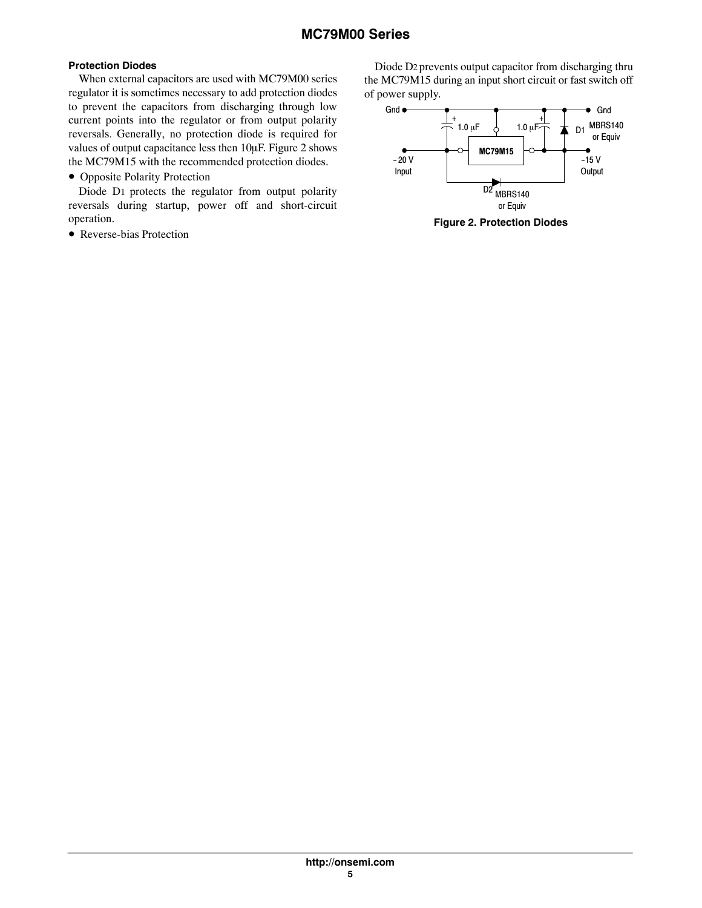### Protection Diodes

When external capacitors are used with MC79M00 series regulator it is sometimes necessary to add protection diodes to prevent the capacitors from discharging through low current points into the regulator or from output polarity reversals. Generally, no protection diode is required for values of output capacitance less then 10μF. Figure 2 shows the MC79M15 with the recommended protection diodes.

- Opposite Polarity Protection

Diode D1 protects the regulator from output polarity reversals during startup, power off and short-circuit operation.

- Reverse-bias Protection

Diode D2 prevents output capacitor from discharging thru the MC79M15 during an input short circuit or fast switch off of power supply.

Gnd | 1.0 μF | MC79M15 | 1.0 μF | D1 MBRS140 or Equiv | Gnd

− 20 V Input | D2 MBRS140 or Equiv | −15 V Output

**Figure 2. Protection Diodes**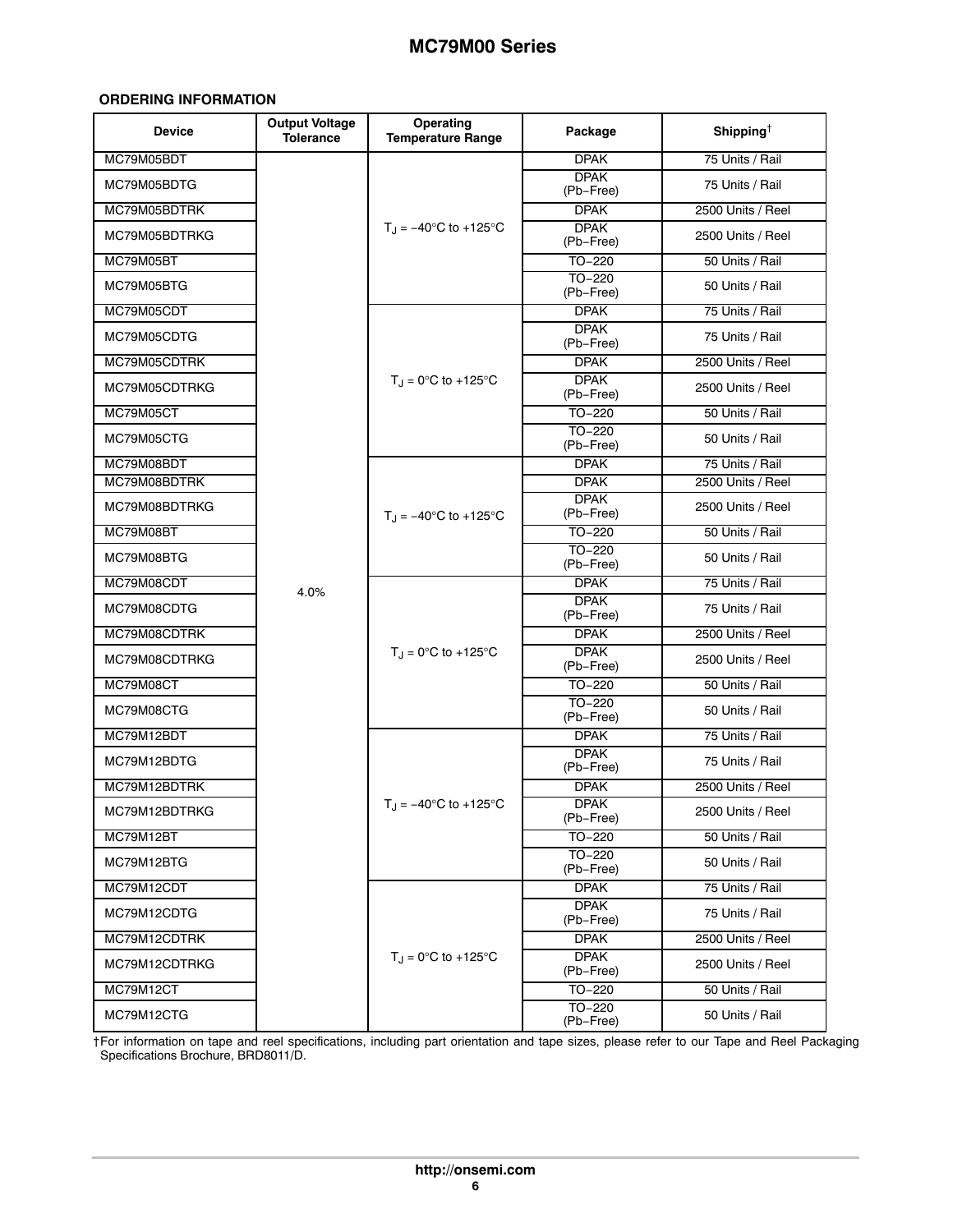## ORDERING INFORMATION

| Device | Output Voltage Tolerance | Operating Temperature Range | Package | Shipping† |
|---|---|---|---|---|
| MC79M05BDT | 4.0% | $T_J$ = −40°C to +125°C | DPAK | 75 Units / Rail |
| MC79M05BDTG | | | DPAK (Pb−Free) | 75 Units / Rail |
| MC79M05BDTRK | | | DPAK | 2500 Units / Reel |
| MC79M05BDTRKG | | | DPAK (Pb−Free) | 2500 Units / Reel |
| MC79M05BT | | | TO−220 | 50 Units / Rail |
| MC79M05BTG | | | TO−220 (Pb−Free) | 50 Units / Rail |
| MC79M05CDT | | $T_J$ = 0°C to +125°C | DPAK | 75 Units / Rail |
| MC79M05CDTG | | | DPAK (Pb−Free) | 75 Units / Rail |
| MC79M05CDTRK | | | DPAK | 2500 Units / Reel |
| MC79M05CDTRKG | | | DPAK (Pb−Free) | 2500 Units / Reel |
| MC79M05CT | | | TO−220 | 50 Units / Rail |
| MC79M05CTG | | | TO−220 (Pb−Free) | 50 Units / Rail |
| MC79M08BDT | | $T_J$ = −40°C to +125°C | DPAK | 75 Units / Rail |
| MC79M08BDTRK | | | DPAK | 2500 Units / Reel |
| MC79M08BDTRKG | | | DPAK (Pb−Free) | 2500 Units / Reel |
| MC79M08BT | | | TO−220 | 50 Units / Rail |
| MC79M08BTG | | | TO−220 (Pb−Free) | 50 Units / Rail |
| MC79M08CDT | | $T_J$ = 0°C to +125°C | DPAK | 75 Units / Rail |
| MC79M08CDTG | | | DPAK (Pb−Free) | 75 Units / Rail |
| MC79M08CDTRK | | | DPAK | 2500 Units / Reel |
| MC79M08CDTRKG | | | DPAK (Pb−Free) | 2500 Units / Reel |
| MC79M08CT | | | TO−220 | 50 Units / Rail |
| MC79M08CTG | | | TO−220 (Pb−Free) | 50 Units / Rail |
| MC79M12BDT | | $T_J$ = −40°C to +125°C | DPAK | 75 Units / Rail |
| MC79M12BDTG | | | DPAK (Pb−Free) | 75 Units / Rail |
| MC79M12BDTRK | | | DPAK | 2500 Units / Reel |
| MC79M12BDTRKG | | | DPAK (Pb−Free) | 2500 Units / Reel |
| MC79M12BT | | | TO−220 | 50 Units / Rail |
| MC79M12BTG | | | TO−220 (Pb−Free) | 50 Units / Rail |
| MC79M12CDT | | $T_J$ = 0°C to +125°C | DPAK | 75 Units / Rail |
| MC79M12CDTG | | | DPAK (Pb−Free) | 75 Units / Rail |
| MC79M12CDTRK | | | DPAK | 2500 Units / Reel |
| MC79M12CDTRKG | | | DPAK (Pb−Free) | 2500 Units / Reel |
| MC79M12CT | | | TO−220 | 50 Units / Rail |
| MC79M12CTG | | | TO−220 (Pb−Free) | 50 Units / Rail |

†For information on tape and reel specifications, including part orientation and tape sizes, please refer to our Tape and Reel Packaging Specifications Brochure, BRD8011/D.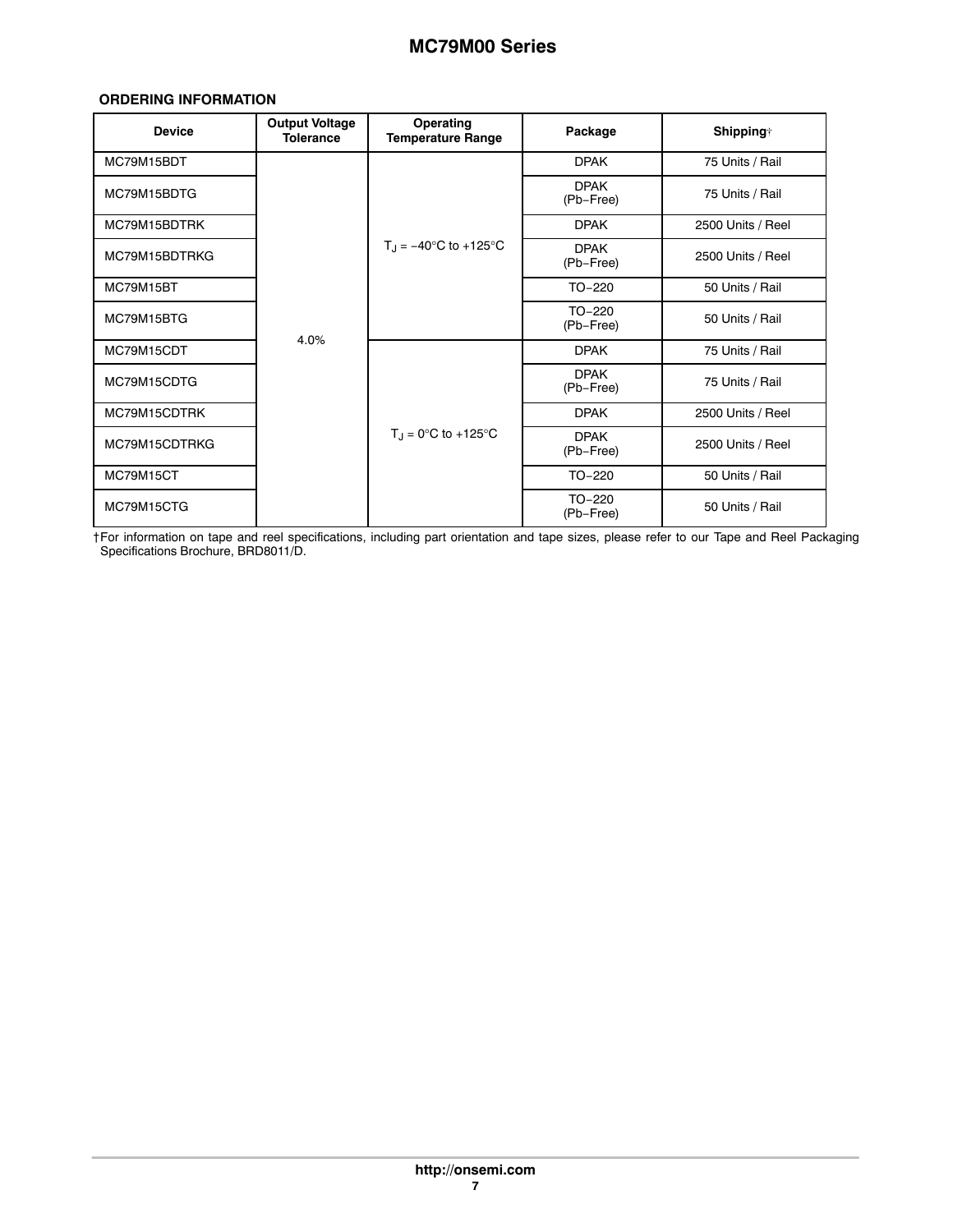**ORDERING INFORMATION**

| Device | Output Voltage Tolerance | Operating Temperature Range | Package | Shipping† |
|---|---|---|---|---|
| MC79M15BDT | 4.0% | $T_J$ = −40°C to +125°C | DPAK | 75 Units / Rail |
| MC79M15BDTG | | | DPAK (Pb−Free) | 75 Units / Rail |
| MC79M15BDTRK | | | DPAK | 2500 Units / Reel |
| MC79M15BDTRKG | | | DPAK (Pb−Free) | 2500 Units / Reel |
| MC79M15BT | | | TO−220 | 50 Units / Rail |
| MC79M15BTG | | | TO−220 (Pb−Free) | 50 Units / Rail |
| MC79M15CDT | | $T_J$ = 0°C to +125°C | DPAK | 75 Units / Rail |
| MC79M15CDTG | | | DPAK (Pb−Free) | 75 Units / Rail |
| MC79M15CDTRK | | | DPAK | 2500 Units / Reel |
| MC79M15CDTRKG | | | DPAK (Pb−Free) | 2500 Units / Reel |
| MC79M15CT | | | TO−220 | 50 Units / Rail |
| MC79M15CTG | | | TO−220 (Pb−Free) | 50 Units / Rail |

†For information on tape and reel specifications, including part orientation and tape sizes, please refer to our Tape and Reel Packaging Specifications Brochure, BRD8011/D.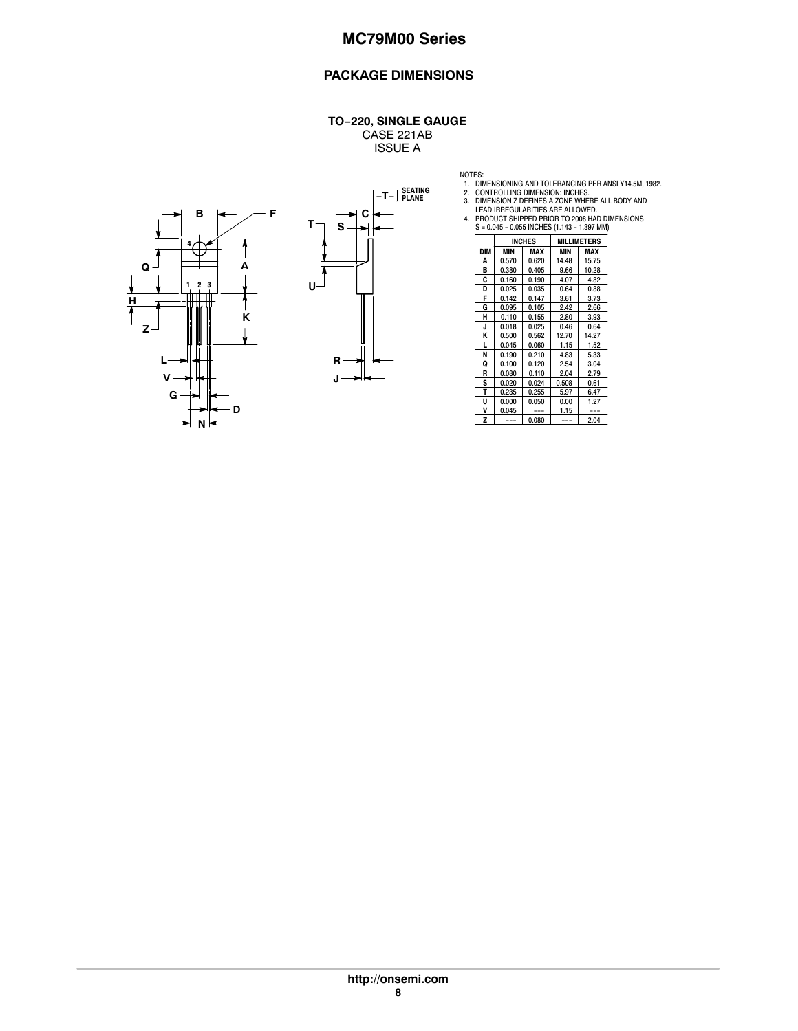## PACKAGE DIMENSIONS

**TO−220, SINGLE GAUGE**
CASE 221AB
ISSUE A

NOTES:
1. DIMENSIONING AND TOLERANCING PER ANSI Y14.5M, 1982.
2. CONTROLLING DIMENSION: INCHES.
3. DIMENSION Z DEFINES A ZONE WHERE ALL BODY AND LEAD IRREGULARITIES ARE ALLOWED.
4. PRODUCT SHIPPED PRIOR TO 2008 HAD DIMENSIONS S = 0.045 − 0.055 INCHES (1.143 − 1.397 MM)

| DIM | INCHES | | MILLIMETERS | |
|---|---|---|---|---|
| | MIN | MAX | MIN | MAX |
| A | 0.570 | 0.620 | 14.48 | 15.75 |
| B | 0.380 | 0.405 | 9.66 | 10.28 |
| C | 0.160 | 0.190 | 4.07 | 4.82 |
| D | 0.025 | 0.035 | 0.64 | 0.88 |
| F | 0.142 | 0.147 | 3.61 | 3.73 |
| G | 0.095 | 0.105 | 2.42 | 2.66 |
| H | 0.110 | 0.155 | 2.80 | 3.93 |
| J | 0.018 | 0.025 | 0.46 | 0.64 |
| K | 0.500 | 0.562 | 12.70 | 14.27 |
| L | 0.045 | 0.060 | 1.15 | 1.52 |
| N | 0.190 | 0.210 | 4.83 | 5.33 |
| Q | 0.100 | 0.120 | 2.54 | 3.04 |
| R | 0.080 | 0.110 | 2.04 | 2.79 |
| S | 0.020 | 0.024 | 0.508 | 0.61 |
| T | 0.235 | 0.255 | 5.97 | 6.47 |
| U | 0.000 | 0.050 | 0.00 | 1.27 |
| V | 0.045 | --- | 1.15 | --- |
| Z | --- | 0.080 | --- | 2.04 |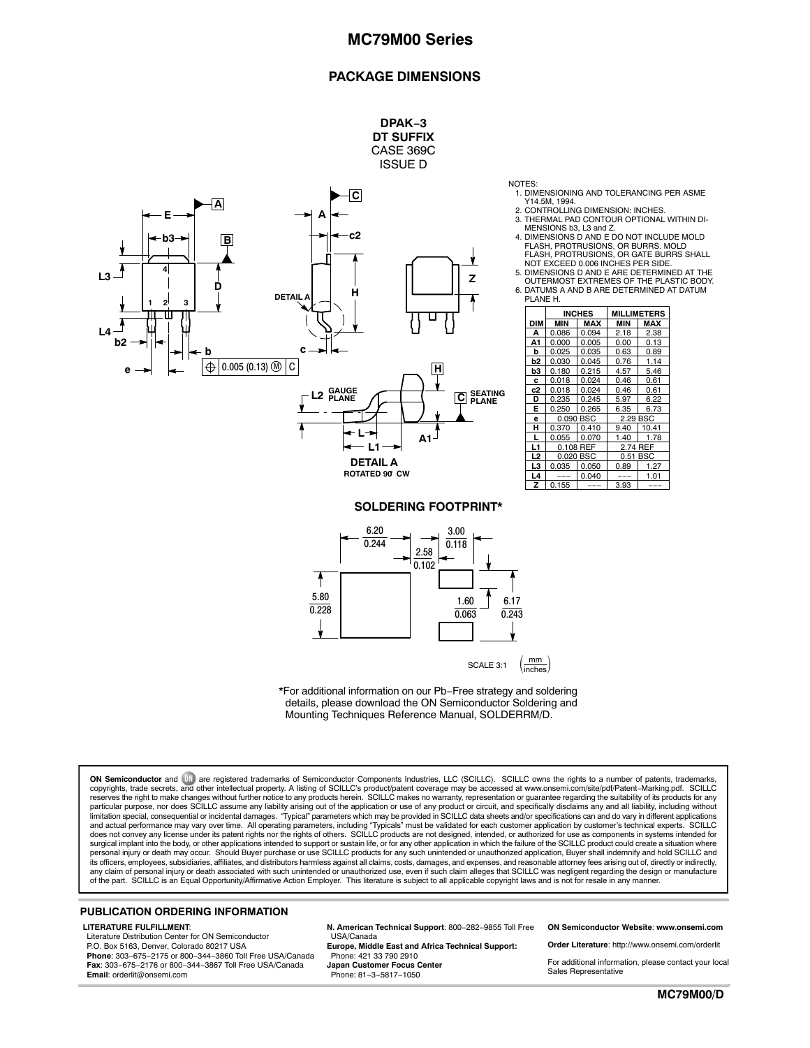## PACKAGE DIMENSIONS

**DPAK−3**
**DT SUFFIX**
CASE 369C
ISSUE D

NOTES:
1. DIMENSIONING AND TOLERANCING PER ASME Y14.5M, 1994.
2. CONTROLLING DIMENSION: INCHES.
3. THERMAL PAD CONTOUR OPTIONAL WITHIN DIMENSIONS b3, L3 and Z.
4. DIMENSIONS D AND E DO NOT INCLUDE MOLD FLASH, PROTRUSIONS, OR BURRS. MOLD FLASH, PROTRUSIONS, OR GATE BURRS SHALL NOT EXCEED 0.006 INCHES PER SIDE.
5. DIMENSIONS D AND E ARE DETERMINED AT THE OUTERMOST EXTREMES OF THE PLASTIC BODY.
6. DATUMS A AND B ARE DETERMINED AT DATUM PLANE H.

| DIM | INCHES MIN | INCHES MAX | MILLIMETERS MIN | MILLIMETERS MAX |
|---|---|---|---|---|
| A | 0.086 | 0.094 | 2.18 | 2.38 |
| A1 | 0.000 | 0.005 | 0.00 | 0.13 |
| b | 0.025 | 0.035 | 0.63 | 0.89 |
| b2 | 0.030 | 0.045 | 0.76 | 1.14 |
| b3 | 0.180 | 0.215 | 4.57 | 5.46 |
| c | 0.018 | 0.024 | 0.46 | 0.61 |
| c2 | 0.018 | 0.024 | 0.46 | 0.61 |
| D | 0.235 | 0.245 | 5.97 | 6.22 |
| E | 0.250 | 0.265 | 6.35 | 6.73 |
| e | 0.090 BSC | | 2.29 BSC | |
| H | 0.370 | 0.410 | 9.40 | 10.41 |
| L | 0.055 | 0.070 | 1.40 | 1.78 |
| L1 | 0.108 REF | | 2.74 REF | |
| L2 | 0.020 BSC | | 0.51 BSC | |
| L3 | 0.035 | 0.050 | 0.89 | 1.27 |
| L4 | --- | 0.040 | --- | 1.01 |
| Z | 0.155 | --- | 3.93 | --- |

E
b3
L3
L4
b2
e
A
B
D
4
1 2 3
b
0.005 (0.13) M C
A
C
c2
H
DETAIL A
c
Z
L2 GAUGE PLANE
H
C SEATING PLANE
L
L1
A1
DETAIL A
ROTATED 90° CW

## SOLDERING FOOTPRINT*

6.20
0.244
3.00
0.118
2.58
0.102
5.80
0.228
1.60
0.063
6.17
0.243

SCALE 3:1 (mm / inches)

*For additional information on our Pb−Free strategy and soldering details, please download the ON Semiconductor Soldering and Mounting Techniques Reference Manual, SOLDERRM/D.

**ON Semiconductor** and ON are registered trademarks of Semiconductor Components Industries, LLC (SCILLC). SCILLC owns the rights to a number of patents, trademarks, copyrights, trade secrets, and other intellectual property. A listing of SCILLC's product/patent coverage may be accessed at www.onsemi.com/site/pdf/Patent−Marking.pdf. SCILLC reserves the right to make changes without further notice to any products herein. SCILLC makes no warranty, representation or guarantee regarding the suitability of its products for any particular purpose, nor does SCILLC assume any liability arising out of the application or use of any product or circuit, and specifically disclaims any and all liability, including without limitation special, consequential or incidental damages. "Typical" parameters which may be provided in SCILLC data sheets and/or specifications can and do vary in different applications and actual performance may vary over time. All operating parameters, including "Typicals" must be validated for each customer application by customer's technical experts. SCILLC does not convey any license under its patent rights nor the rights of others. SCILLC products are not designed, intended, or authorized for use as components in systems intended for surgical implant into the body, or other applications intended to support or sustain life, or for any other application in which the failure of the SCILLC product could create a situation where personal injury or death may occur. Should Buyer purchase or use SCILLC products for any such unintended or unauthorized application, Buyer shall indemnify and hold SCILLC and its officers, employees, subsidiaries, affiliates, and distributors harmless against all claims, costs, damages, and expenses, and reasonable attorney fees arising out of, directly or indirectly, any claim of personal injury or death associated with such unintended or unauthorized use, even if such claim alleges that SCILLC was negligent regarding the design or manufacture of the part. SCILLC is an Equal Opportunity/Affirmative Action Employer. This literature is subject to all applicable copyright laws and is not for resale in any manner.

### PUBLICATION ORDERING INFORMATION

**LITERATURE FULFILLMENT**:
Literature Distribution Center for ON Semiconductor
P.O. Box 5163, Denver, Colorado 80217 USA
**Phone**: 303−675−2175 or 800−344−3860 Toll Free USA/Canada
**Fax**: 303−675−2176 or 800−344−3867 Toll Free USA/Canada
**Email**: orderlit@onsemi.com

**N. American Technical Support**: 800−282−9855 Toll Free USA/Canada
**Europe, Middle East and Africa Technical Support:**
Phone: 421 33 790 2910
**Japan Customer Focus Center**
Phone: 81−3−5817−1050

**ON Semiconductor Website**: **www.onsemi.com**

**Order Literature**: http://www.onsemi.com/orderlit

For additional information, please contact your local Sales Representative

**MC79M00/D**